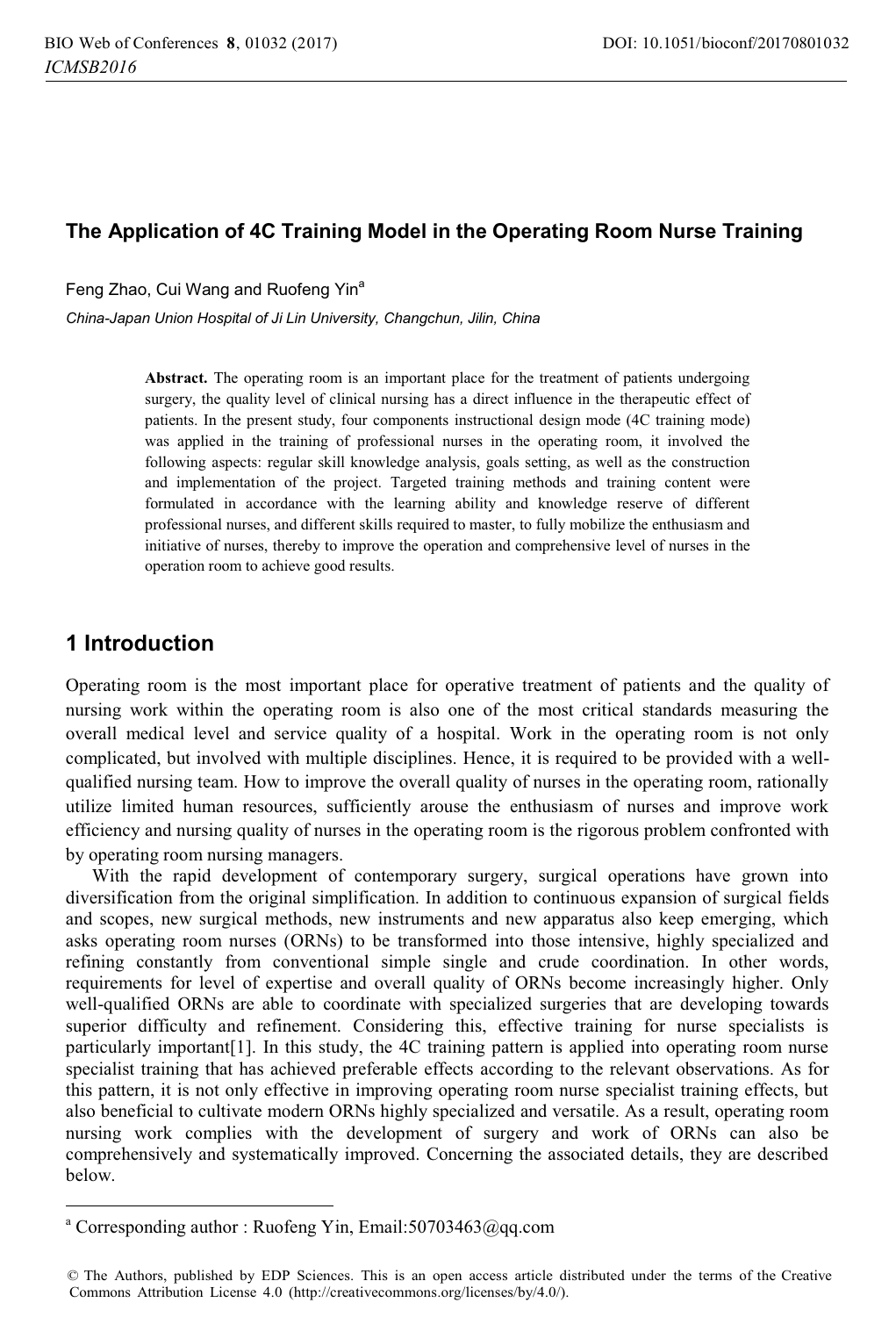# The Application of 4C Training Model in the Operating Room Nurse Training

Feng Zhao, Cui Wang and Ruofeng Yin[a]

*China-Japan Union Hospital of Ji Lin University, Changchun, Jilin, China*

**Abstract.** The operating room is an important place for the treatment of patients undergoing surgery, the quality level of clinical nursing has a direct influence in the therapeutic effect of patients. In the present study, four components instructional design mode (4C training mode) was applied in the training of professional nurses in the operating room, it involved the following aspects: regular skill knowledge analysis, goals setting, as well as the construction and implementation of the project. Targeted training methods and training content were formulated in accordance with the learning ability and knowledge reserve of different professional nurses, and different skills required to master, to fully mobilize the enthusiasm and initiative of nurses, thereby to improve the operation and comprehensive level of nurses in the operation room to achieve good results.

## 1 Introduction

Operating room is the most important place for operative treatment of patients and the quality of nursing work within the operating room is also one of the most critical standards measuring the overall medical level and service quality of a hospital. Work in the operating room is not only complicated, but involved with multiple disciplines. Hence, it is required to be provided with a well-qualified nursing team. How to improve the overall quality of nurses in the operating room, rationally utilize limited human resources, sufficiently arouse the enthusiasm of nurses and improve work efficiency and nursing quality of nurses in the operating room is the rigorous problem confronted with by operating room nursing managers.

With the rapid development of contemporary surgery, surgical operations have grown into diversification from the original simplification. In addition to continuous expansion of surgical fields and scopes, new surgical methods, new instruments and new apparatus also keep emerging, which asks operating room nurses (ORNs) to be transformed into those intensive, highly specialized and refining constantly from conventional simple single and crude coordination. In other words, requirements for level of expertise and overall quality of ORNs become increasingly higher. Only well-qualified ORNs are able to coordinate with specialized surgeries that are developing towards superior difficulty and refinement. Considering this, effective training for nurse specialists is particularly important[1]. In this study, the 4C training pattern is applied into operating room nurse specialist training that has achieved preferable effects according to the relevant observations. As for this pattern, it is not only effective in improving operating room nurse specialist training effects, but also beneficial to cultivate modern ORNs highly specialized and versatile. As a result, operating room nursing work complies with the development of surgery and work of ORNs can also be comprehensively and systematically improved. Concerning the associated details, they are described below.

---

[a] Corresponding author : Ruofeng Yin, Email:50703463@qq.com

© The Authors, published by EDP Sciences. This is an open access article distributed under the terms of the Creative Commons Attribution License 4.0 (http://creativecommons.org/licenses/by/4.0/).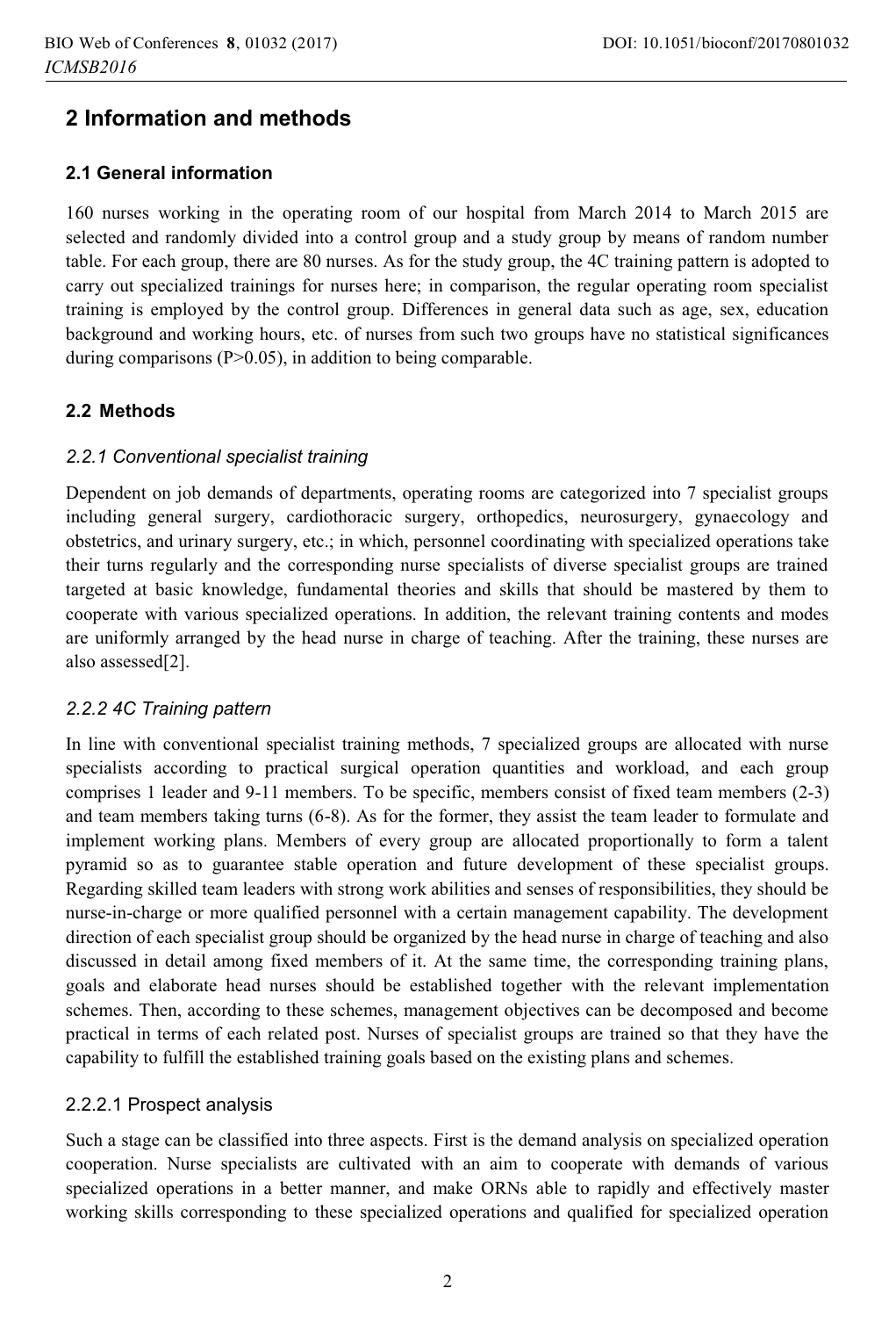## 2 Information and methods

### 2.1 General information

160 nurses working in the operating room of our hospital from March 2014 to March 2015 are selected and randomly divided into a control group and a study group by means of random number table. For each group, there are 80 nurses. As for the study group, the 4C training pattern is adopted to carry out specialized trainings for nurses here; in comparison, the regular operating room specialist training is employed by the control group. Differences in general data such as age, sex, education background and working hours, etc. of nurses from such two groups have no statistical significances during comparisons ($P>0.05$), in addition to being comparable.

### 2.2 Methods

#### *2.2.1 Conventional specialist training*

Dependent on job demands of departments, operating rooms are categorized into 7 specialist groups including general surgery, cardiothoracic surgery, orthopedics, neurosurgery, gynaecology and obstetrics, and urinary surgery, etc.; in which, personnel coordinating with specialized operations take their turns regularly and the corresponding nurse specialists of diverse specialist groups are trained targeted at basic knowledge, fundamental theories and skills that should be mastered by them to cooperate with various specialized operations. In addition, the relevant training contents and modes are uniformly arranged by the head nurse in charge of teaching. After the training, these nurses are also assessed[2].

#### *2.2.2 4C Training pattern*

In line with conventional specialist training methods, 7 specialized groups are allocated with nurse specialists according to practical surgical operation quantities and workload, and each group comprises 1 leader and 9-11 members. To be specific, members consist of fixed team members (2-3) and team members taking turns (6-8). As for the former, they assist the team leader to formulate and implement working plans. Members of every group are allocated proportionally to form a talent pyramid so as to guarantee stable operation and future development of these specialist groups. Regarding skilled team leaders with strong work abilities and senses of responsibilities, they should be nurse-in-charge or more qualified personnel with a certain management capability. The development direction of each specialist group should be organized by the head nurse in charge of teaching and also discussed in detail among fixed members of it. At the same time, the corresponding training plans, goals and elaborate head nurses should be established together with the relevant implementation schemes. Then, according to these schemes, management objectives can be decomposed and become practical in terms of each related post. Nurses of specialist groups are trained so that they have the capability to fulfill the established training goals based on the existing plans and schemes.

##### 2.2.2.1 Prospect analysis

Such a stage can be classified into three aspects. First is the demand analysis on specialized operation cooperation. Nurse specialists are cultivated with an aim to cooperate with demands of various specialized operations in a better manner, and make ORNs able to rapidly and effectively master working skills corresponding to these specialized operations and qualified for specialized operation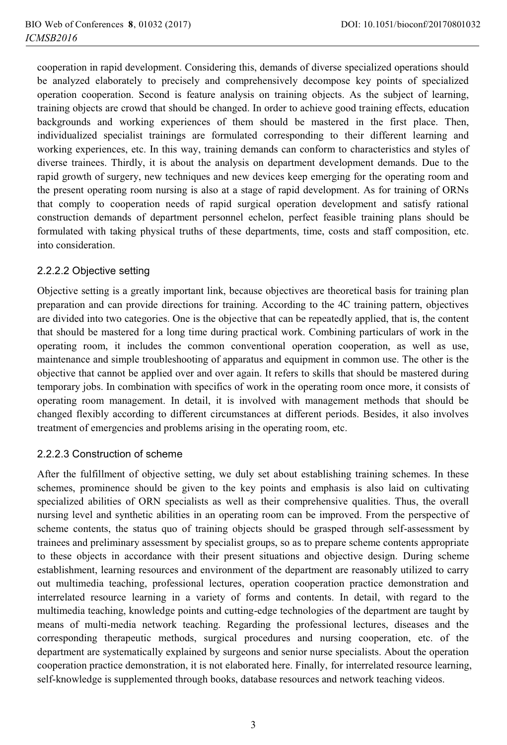cooperation in rapid development. Considering this, demands of diverse specialized operations should be analyzed elaborately to precisely and comprehensively decompose key points of specialized operation cooperation. Second is feature analysis on training objects. As the subject of learning, training objects are crowd that should be changed. In order to achieve good training effects, education backgrounds and working experiences of them should be mastered in the first place. Then, individualized specialist trainings are formulated corresponding to their different learning and working experiences, etc. In this way, training demands can conform to characteristics and styles of diverse trainees. Thirdly, it is about the analysis on department development demands. Due to the rapid growth of surgery, new techniques and new devices keep emerging for the operating room and the present operating room nursing is also at a stage of rapid development. As for training of ORNs that comply to cooperation needs of rapid surgical operation development and satisfy rational construction demands of department personnel echelon, perfect feasible training plans should be formulated with taking physical truths of these departments, time, costs and staff composition, etc. into consideration.

#### 2.2.2.2 Objective setting

Objective setting is a greatly important link, because objectives are theoretical basis for training plan preparation and can provide directions for training. According to the 4C training pattern, objectives are divided into two categories. One is the objective that can be repeatedly applied, that is, the content that should be mastered for a long time during practical work. Combining particulars of work in the operating room, it includes the common conventional operation cooperation, as well as use, maintenance and simple troubleshooting of apparatus and equipment in common use. The other is the objective that cannot be applied over and over again. It refers to skills that should be mastered during temporary jobs. In combination with specifics of work in the operating room once more, it consists of operating room management. In detail, it is involved with management methods that should be changed flexibly according to different circumstances at different periods. Besides, it also involves treatment of emergencies and problems arising in the operating room, etc.

#### 2.2.2.3 Construction of scheme

After the fulfillment of objective setting, we duly set about establishing training schemes. In these schemes, prominence should be given to the key points and emphasis is also laid on cultivating specialized abilities of ORN specialists as well as their comprehensive qualities. Thus, the overall nursing level and synthetic abilities in an operating room can be improved. From the perspective of scheme contents, the status quo of training objects should be grasped through self-assessment by trainees and preliminary assessment by specialist groups, so as to prepare scheme contents appropriate to these objects in accordance with their present situations and objective design. During scheme establishment, learning resources and environment of the department are reasonably utilized to carry out multimedia teaching, professional lectures, operation cooperation practice demonstration and interrelated resource learning in a variety of forms and contents. In detail, with regard to the multimedia teaching, knowledge points and cutting-edge technologies of the department are taught by means of multi-media network teaching. Regarding the professional lectures, diseases and the corresponding therapeutic methods, surgical procedures and nursing cooperation, etc. of the department are systematically explained by surgeons and senior nurse specialists. About the operation cooperation practice demonstration, it is not elaborated here. Finally, for interrelated resource learning, self-knowledge is supplemented through books, database resources and network teaching videos.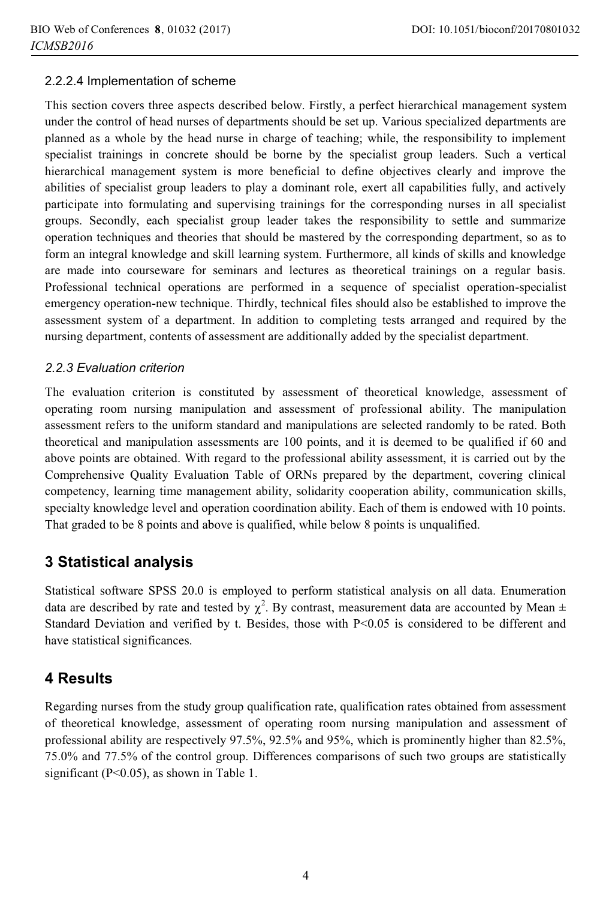#### 2.2.2.4 Implementation of scheme

This section covers three aspects described below. Firstly, a perfect hierarchical management system under the control of head nurses of departments should be set up. Various specialized departments are planned as a whole by the head nurse in charge of teaching; while, the responsibility to implement specialist trainings in concrete should be borne by the specialist group leaders. Such a vertical hierarchical management system is more beneficial to define objectives clearly and improve the abilities of specialist group leaders to play a dominant role, exert all capabilities fully, and actively participate into formulating and supervising trainings for the corresponding nurses in all specialist groups. Secondly, each specialist group leader takes the responsibility to settle and summarize operation techniques and theories that should be mastered by the corresponding department, so as to form an integral knowledge and skill learning system. Furthermore, all kinds of skills and knowledge are made into courseware for seminars and lectures as theoretical trainings on a regular basis. Professional technical operations are performed in a sequence of specialist operation-specialist emergency operation-new technique. Thirdly, technical files should also be established to improve the assessment system of a department. In addition to completing tests arranged and required by the nursing department, contents of assessment are additionally added by the specialist department.

### *2.2.3 Evaluation criterion*

The evaluation criterion is constituted by assessment of theoretical knowledge, assessment of operating room nursing manipulation and assessment of professional ability. The manipulation assessment refers to the uniform standard and manipulations are selected randomly to be rated. Both theoretical and manipulation assessments are 100 points, and it is deemed to be qualified if 60 and above points are obtained. With regard to the professional ability assessment, it is carried out by the Comprehensive Quality Evaluation Table of ORNs prepared by the department, covering clinical competency, learning time management ability, solidarity cooperation ability, communication skills, specialty knowledge level and operation coordination ability. Each of them is endowed with 10 points. That graded to be 8 points and above is qualified, while below 8 points is unqualified.

## 3 Statistical analysis

Statistical software SPSS 20.0 is employed to perform statistical analysis on all data. Enumeration data are described by rate and tested by $\chi^2$. By contrast, measurement data are accounted by Mean ± Standard Deviation and verified by t. Besides, those with $P<0.05$ is considered to be different and have statistical significances.

## 4 Results

Regarding nurses from the study group qualification rate, qualification rates obtained from assessment of theoretical knowledge, assessment of operating room nursing manipulation and assessment of professional ability are respectively 97.5%, 92.5% and 95%, which is prominently higher than 82.5%, 75.0% and 77.5% of the control group. Differences comparisons of such two groups are statistically significant ($P<0.05$), as shown in Table 1.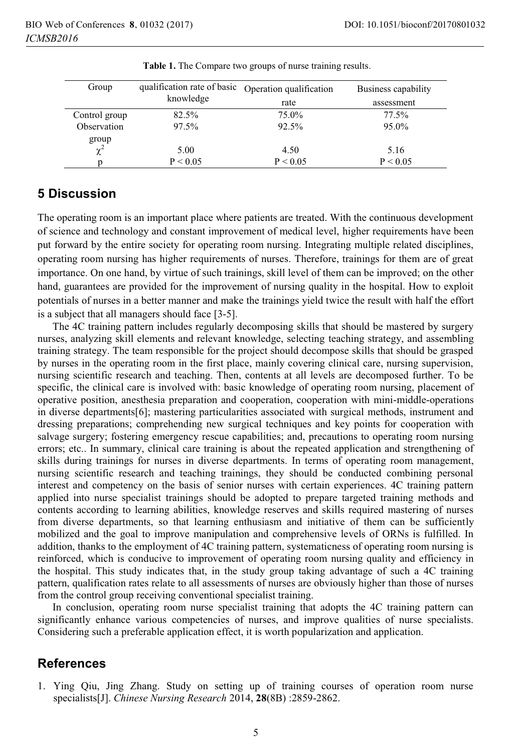**Table 1.** The Compare two groups of nurse training results.

| Group | qualification rate of basic knowledge | Operation qualification rate | Business capability assessment |
|---|---|---|---|
| Control group | 82.5% | 75.0% | 77.5% |
| Observation group | 97.5% | 92.5% | 95.0% |
| $\chi^2$ | 5.00 | 4.50 | 5.16 |
| p | $P < 0.05$ | $P < 0.05$ | $P < 0.05$ |

## 5 Discussion

The operating room is an important place where patients are treated. With the continuous development of science and technology and constant improvement of medical level, higher requirements have been put forward by the entire society for operating room nursing. Integrating multiple related disciplines, operating room nursing has higher requirements of nurses. Therefore, trainings for them are of great importance. On one hand, by virtue of such trainings, skill level of them can be improved; on the other hand, guarantees are provided for the improvement of nursing quality in the hospital. How to exploit potentials of nurses in a better manner and make the trainings yield twice the result with half the effort is a subject that all managers should face [3-5].

The 4C training pattern includes regularly decomposing skills that should be mastered by surgery nurses, analyzing skill elements and relevant knowledge, selecting teaching strategy, and assembling training strategy. The team responsible for the project should decompose skills that should be grasped by nurses in the operating room in the first place, mainly covering clinical care, nursing supervision, nursing scientific research and teaching. Then, contents at all levels are decomposed further. To be specific, the clinical care is involved with: basic knowledge of operating room nursing, placement of operative position, anesthesia preparation and cooperation, cooperation with mini-middle-operations in diverse departments[6]; mastering particularities associated with surgical methods, instrument and dressing preparations; comprehending new surgical techniques and key points for cooperation with salvage surgery; fostering emergency rescue capabilities; and, precautions to operating room nursing errors; etc.. In summary, clinical care training is about the repeated application and strengthening of skills during trainings for nurses in diverse departments. In terms of operating room management, nursing scientific research and teaching trainings, they should be conducted combining personal interest and competency on the basis of senior nurses with certain experiences. 4C training pattern applied into nurse specialist trainings should be adopted to prepare targeted training methods and contents according to learning abilities, knowledge reserves and skills required mastering of nurses from diverse departments, so that learning enthusiasm and initiative of them can be sufficiently mobilized and the goal to improve manipulation and comprehensive levels of ORNs is fulfilled. In addition, thanks to the employment of 4C training pattern, systematicness of operating room nursing is reinforced, which is conducive to improvement of operating room nursing quality and efficiency in the hospital. This study indicates that, in the study group taking advantage of such a 4C training pattern, qualification rates relate to all assessments of nurses are obviously higher than those of nurses from the control group receiving conventional specialist training.

In conclusion, operating room nurse specialist training that adopts the 4C training pattern can significantly enhance various competencies of nurses, and improve qualities of nurse specialists. Considering such a preferable application effect, it is worth popularization and application.

## References

1. Ying Qiu, Jing Zhang. Study on setting up of training courses of operation room nurse specialists[J]. *Chinese Nursing Research* 2014, **28**(8B) :2859-2862.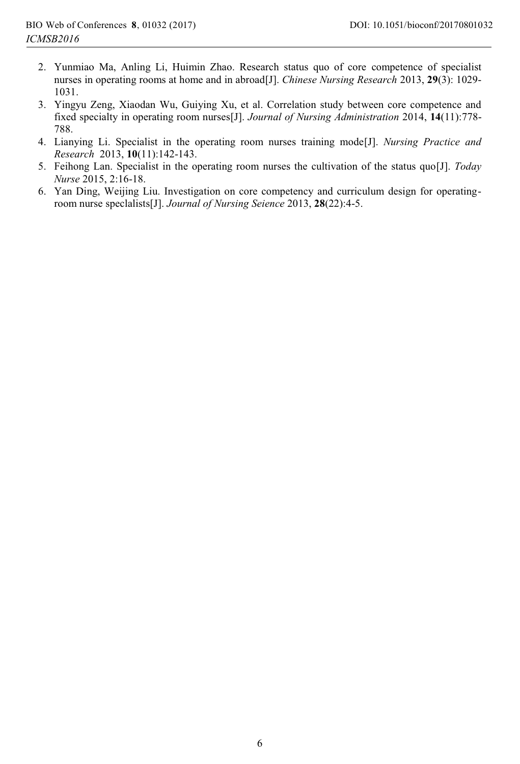2. Yunmiao Ma, Anling Li, Huimin Zhao. Research status quo of core competence of specialist nurses in operating rooms at home and in abroad[J]. *Chinese Nursing Research* 2013, **29**(3): 1029-1031.
3. Yingyu Zeng, Xiaodan Wu, Guiying Xu, et al. Correlation study between core competence and fixed specialty in operating room nurses[J]. *Journal of Nursing Administration* 2014, **14**(11):778-788.
4. Lianying Li. Specialist in the operating room nurses training mode[J]. *Nursing Practice and Research* 2013, **10**(11):142-143.
5. Feihong Lan. Specialist in the operating room nurses the cultivation of the status quo[J]. *Today Nurse* 2015, 2:16-18.
6. Yan Ding, Weijing Liu. Investigation on core competency and curriculum design for operating-room nurse speclalists[J]. *Journal of Nursing Seience* 2013, **28**(22):4-5.